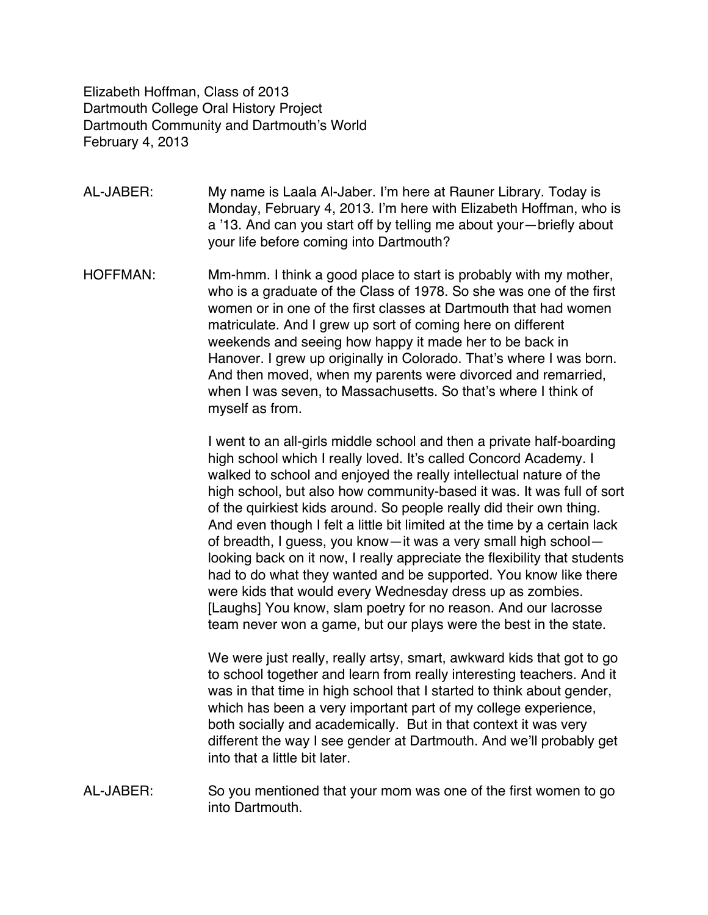Elizabeth Hoffman, Class of 2013
Dartmouth College Oral History Project
Dartmouth Community and Dartmouth's World
February 4, 2013

AL-JABER: My name is Laala Al-Jaber. I'm here at Rauner Library. Today is Monday, February 4, 2013. I'm here with Elizabeth Hoffman, who is a '13. And can you start off by telling me about your—briefly about your life before coming into Dartmouth?

HOFFMAN: Mm-hmm. I think a good place to start is probably with my mother, who is a graduate of the Class of 1978. So she was one of the first women or in one of the first classes at Dartmouth that had women matriculate. And I grew up sort of coming here on different weekends and seeing how happy it made her to be back in Hanover. I grew up originally in Colorado. That's where I was born. And then moved, when my parents were divorced and remarried, when I was seven, to Massachusetts. So that's where I think of myself as from.

I went to an all-girls middle school and then a private half-boarding high school which I really loved. It's called Concord Academy. I walked to school and enjoyed the really intellectual nature of the high school, but also how community-based it was. It was full of sort of the quirkiest kids around. So people really did their own thing. And even though I felt a little bit limited at the time by a certain lack of breadth, I guess, you know—it was a very small high school—looking back on it now, I really appreciate the flexibility that students had to do what they wanted and be supported. You know like there were kids that would every Wednesday dress up as zombies. [Laughs] You know, slam poetry for no reason. And our lacrosse team never won a game, but our plays were the best in the state.

We were just really, really artsy, smart, awkward kids that got to go to school together and learn from really interesting teachers. And it was in that time in high school that I started to think about gender, which has been a very important part of my college experience, both socially and academically. But in that context it was very different the way I see gender at Dartmouth. And we'll probably get into that a little bit later.

AL-JABER: So you mentioned that your mom was one of the first women to go into Dartmouth.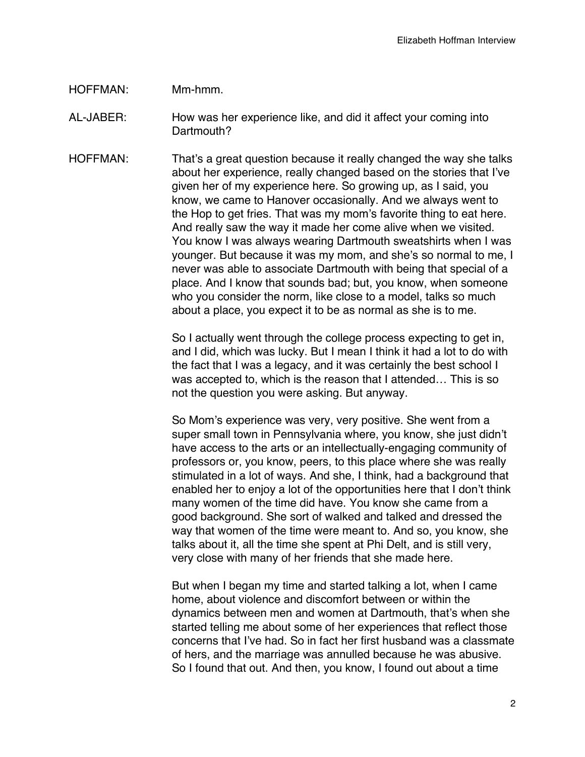HOFFMAN: Mm-hmm.

AL-JABER: How was her experience like, and did it affect your coming into Dartmouth?

HOFFMAN: That's a great question because it really changed the way she talks about her experience, really changed based on the stories that I've given her of my experience here. So growing up, as I said, you know, we came to Hanover occasionally. And we always went to the Hop to get fries. That was my mom's favorite thing to eat here. And really saw the way it made her come alive when we visited. You know I was always wearing Dartmouth sweatshirts when I was younger. But because it was my mom, and she's so normal to me, I never was able to associate Dartmouth with being that special of a place. And I know that sounds bad; but, you know, when someone who you consider the norm, like close to a model, talks so much about a place, you expect it to be as normal as she is to me.

So I actually went through the college process expecting to get in, and I did, which was lucky. But I mean I think it had a lot to do with the fact that I was a legacy, and it was certainly the best school I was accepted to, which is the reason that I attended… This is so not the question you were asking. But anyway.

So Mom's experience was very, very positive. She went from a super small town in Pennsylvania where, you know, she just didn't have access to the arts or an intellectually-engaging community of professors or, you know, peers, to this place where she was really stimulated in a lot of ways. And she, I think, had a background that enabled her to enjoy a lot of the opportunities here that I don't think many women of the time did have. You know she came from a good background. She sort of walked and talked and dressed the way that women of the time were meant to. And so, you know, she talks about it, all the time she spent at Phi Delt, and is still very, very close with many of her friends that she made here.

But when I began my time and started talking a lot, when I came home, about violence and discomfort between or within the dynamics between men and women at Dartmouth, that's when she started telling me about some of her experiences that reflect those concerns that I've had. So in fact her first husband was a classmate of hers, and the marriage was annulled because he was abusive. So I found that out. And then, you know, I found out about a time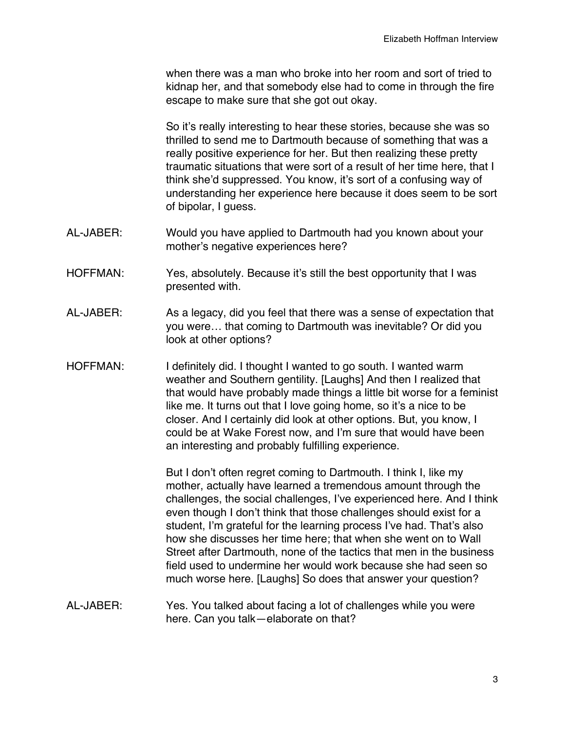when there was a man who broke into her room and sort of tried to kidnap her, and that somebody else had to come in through the fire escape to make sure that she got out okay.

So it's really interesting to hear these stories, because she was so thrilled to send me to Dartmouth because of something that was a really positive experience for her. But then realizing these pretty traumatic situations that were sort of a result of her time here, that I think she'd suppressed. You know, it's sort of a confusing way of understanding her experience here because it does seem to be sort of bipolar, I guess.

AL-JABER: Would you have applied to Dartmouth had you known about your mother's negative experiences here?

HOFFMAN: Yes, absolutely. Because it's still the best opportunity that I was presented with.

AL-JABER: As a legacy, did you feel that there was a sense of expectation that you were… that coming to Dartmouth was inevitable? Or did you look at other options?

HOFFMAN: I definitely did. I thought I wanted to go south. I wanted warm weather and Southern gentility. [Laughs] And then I realized that that would have probably made things a little bit worse for a feminist like me. It turns out that I love going home, so it's a nice to be closer. And I certainly did look at other options. But, you know, I could be at Wake Forest now, and I'm sure that would have been an interesting and probably fulfilling experience.

But I don't often regret coming to Dartmouth. I think I, like my mother, actually have learned a tremendous amount through the challenges, the social challenges, I've experienced here. And I think even though I don't think that those challenges should exist for a student, I'm grateful for the learning process I've had. That's also how she discusses her time here; that when she went on to Wall Street after Dartmouth, none of the tactics that men in the business field used to undermine her would work because she had seen so much worse here. [Laughs] So does that answer your question?

AL-JABER: Yes. You talked about facing a lot of challenges while you were here. Can you talk—elaborate on that?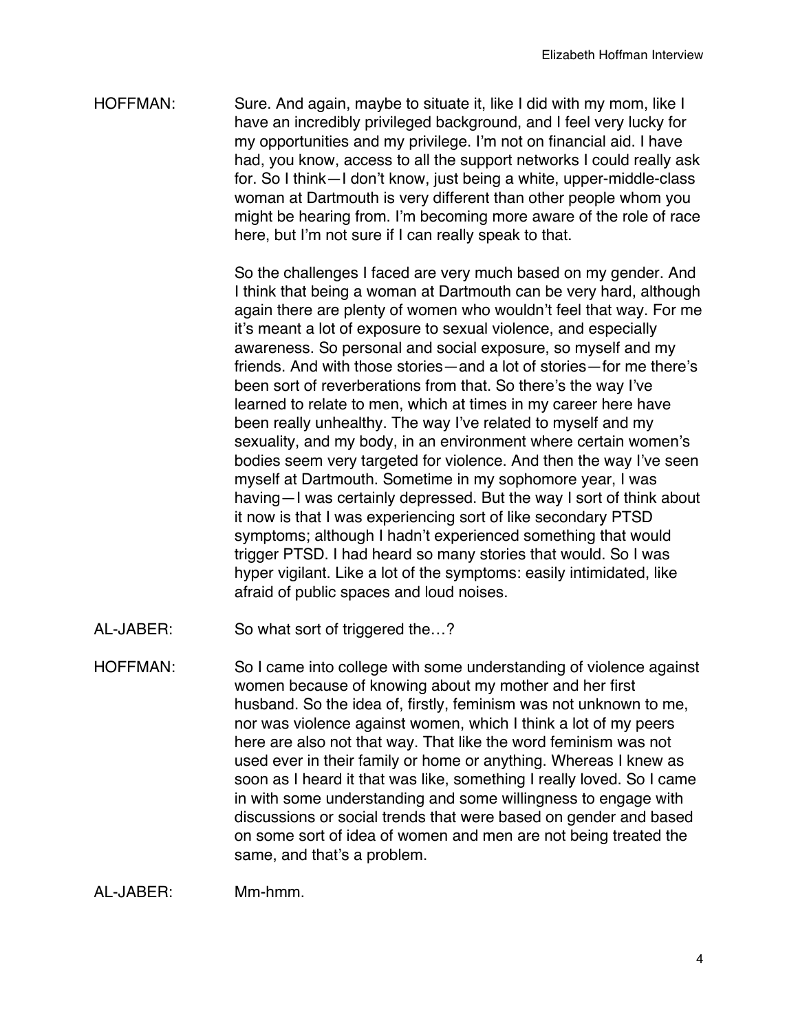HOFFMAN: Sure. And again, maybe to situate it, like I did with my mom, like I have an incredibly privileged background, and I feel very lucky for my opportunities and my privilege. I'm not on financial aid. I have had, you know, access to all the support networks I could really ask for. So I think—I don't know, just being a white, upper-middle-class woman at Dartmouth is very different than other people whom you might be hearing from. I'm becoming more aware of the role of race here, but I'm not sure if I can really speak to that.

So the challenges I faced are very much based on my gender. And I think that being a woman at Dartmouth can be very hard, although again there are plenty of women who wouldn't feel that way. For me it's meant a lot of exposure to sexual violence, and especially awareness. So personal and social exposure, so myself and my friends. And with those stories—and a lot of stories—for me there's been sort of reverberations from that. So there's the way I've learned to relate to men, which at times in my career here have been really unhealthy. The way I've related to myself and my sexuality, and my body, in an environment where certain women's bodies seem very targeted for violence. And then the way I've seen myself at Dartmouth. Sometime in my sophomore year, I was having—I was certainly depressed. But the way I sort of think about it now is that I was experiencing sort of like secondary PTSD symptoms; although I hadn't experienced something that would trigger PTSD. I had heard so many stories that would. So I was hyper vigilant. Like a lot of the symptoms: easily intimidated, like afraid of public spaces and loud noises.

AL-JABER: So what sort of triggered the…?

HOFFMAN: So I came into college with some understanding of violence against women because of knowing about my mother and her first husband. So the idea of, firstly, feminism was not unknown to me, nor was violence against women, which I think a lot of my peers here are also not that way. That like the word feminism was not used ever in their family or home or anything. Whereas I knew as soon as I heard it that was like, something I really loved. So I came in with some understanding and some willingness to engage with discussions or social trends that were based on gender and based on some sort of idea of women and men are not being treated the same, and that's a problem.

AL-JABER: Mm-hmm.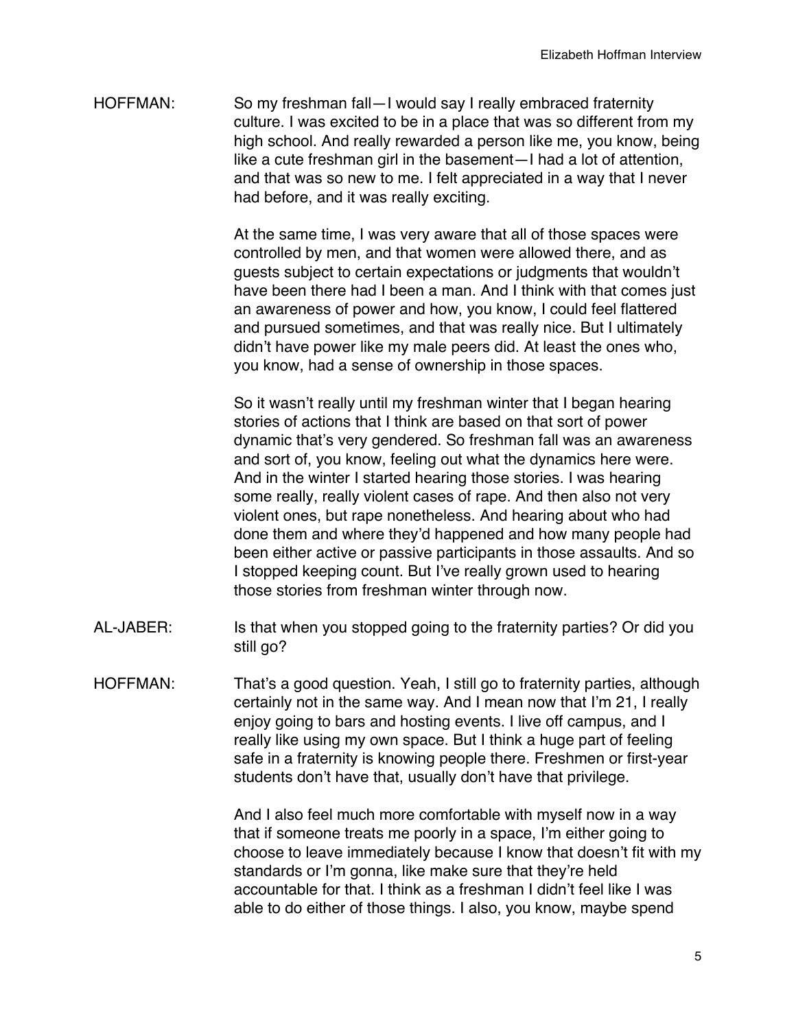HOFFMAN: So my freshman fall—I would say I really embraced fraternity culture. I was excited to be in a place that was so different from my high school. And really rewarded a person like me, you know, being like a cute freshman girl in the basement—I had a lot of attention, and that was so new to me. I felt appreciated in a way that I never had before, and it was really exciting.

At the same time, I was very aware that all of those spaces were controlled by men, and that women were allowed there, and as guests subject to certain expectations or judgments that wouldn't have been there had I been a man. And I think with that comes just an awareness of power and how, you know, I could feel flattered and pursued sometimes, and that was really nice. But I ultimately didn't have power like my male peers did. At least the ones who, you know, had a sense of ownership in those spaces.

So it wasn't really until my freshman winter that I began hearing stories of actions that I think are based on that sort of power dynamic that's very gendered. So freshman fall was an awareness and sort of, you know, feeling out what the dynamics here were. And in the winter I started hearing those stories. I was hearing some really, really violent cases of rape. And then also not very violent ones, but rape nonetheless. And hearing about who had done them and where they'd happened and how many people had been either active or passive participants in those assaults. And so I stopped keeping count. But I've really grown used to hearing those stories from freshman winter through now.

AL-JABER: Is that when you stopped going to the fraternity parties? Or did you still go?

HOFFMAN: That's a good question. Yeah, I still go to fraternity parties, although certainly not in the same way. And I mean now that I'm 21, I really enjoy going to bars and hosting events. I live off campus, and I really like using my own space. But I think a huge part of feeling safe in a fraternity is knowing people there. Freshmen or first-year students don't have that, usually don't have that privilege.

And I also feel much more comfortable with myself now in a way that if someone treats me poorly in a space, I'm either going to choose to leave immediately because I know that doesn't fit with my standards or I'm gonna, like make sure that they're held accountable for that. I think as a freshman I didn't feel like I was able to do either of those things. I also, you know, maybe spend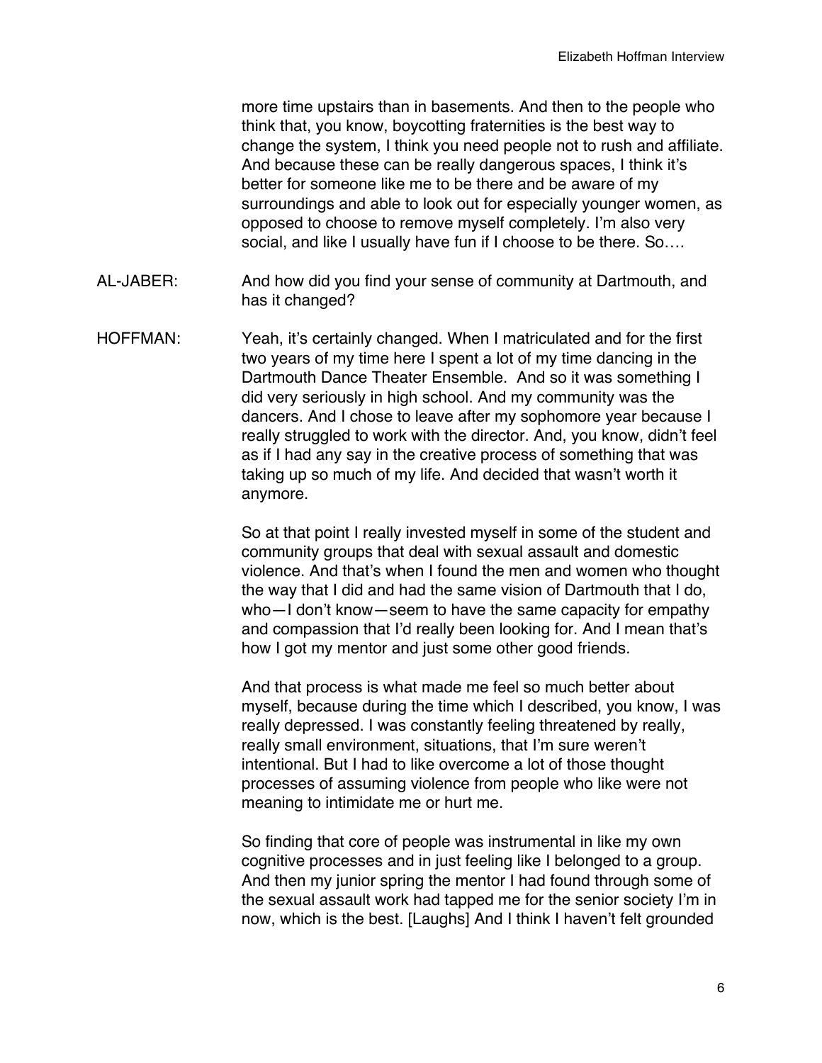more time upstairs than in basements. And then to the people who think that, you know, boycotting fraternities is the best way to change the system, I think you need people not to rush and affiliate. And because these can be really dangerous spaces, I think it's better for someone like me to be there and be aware of my surroundings and able to look out for especially younger women, as opposed to choose to remove myself completely. I'm also very social, and like I usually have fun if I choose to be there. So….

AL-JABER: And how did you find your sense of community at Dartmouth, and has it changed?

HOFFMAN: Yeah, it's certainly changed. When I matriculated and for the first two years of my time here I spent a lot of my time dancing in the Dartmouth Dance Theater Ensemble. And so it was something I did very seriously in high school. And my community was the dancers. And I chose to leave after my sophomore year because I really struggled to work with the director. And, you know, didn't feel as if I had any say in the creative process of something that was taking up so much of my life. And decided that wasn't worth it anymore.

So at that point I really invested myself in some of the student and community groups that deal with sexual assault and domestic violence. And that's when I found the men and women who thought the way that I did and had the same vision of Dartmouth that I do, who—I don't know—seem to have the same capacity for empathy and compassion that I'd really been looking for. And I mean that's how I got my mentor and just some other good friends.

And that process is what made me feel so much better about myself, because during the time which I described, you know, I was really depressed. I was constantly feeling threatened by really, really small environment, situations, that I'm sure weren't intentional. But I had to like overcome a lot of those thought processes of assuming violence from people who like were not meaning to intimidate me or hurt me.

So finding that core of people was instrumental in like my own cognitive processes and in just feeling like I belonged to a group. And then my junior spring the mentor I had found through some of the sexual assault work had tapped me for the senior society I'm in now, which is the best. [Laughs] And I think I haven't felt grounded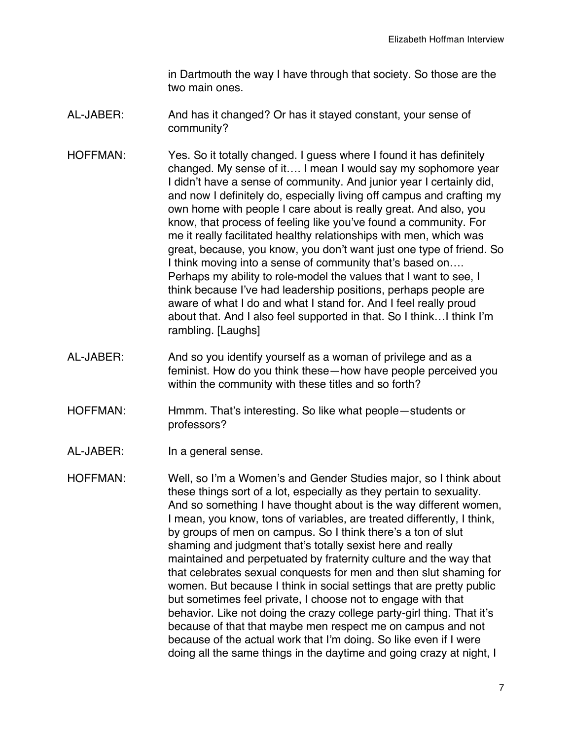in Dartmouth the way I have through that society. So those are the two main ones.

AL-JABER: And has it changed? Or has it stayed constant, your sense of community?

HOFFMAN: Yes. So it totally changed. I guess where I found it has definitely changed. My sense of it…. I mean I would say my sophomore year I didn't have a sense of community. And junior year I certainly did, and now I definitely do, especially living off campus and crafting my own home with people I care about is really great. And also, you know, that process of feeling like you've found a community. For me it really facilitated healthy relationships with men, which was great, because, you know, you don't want just one type of friend. So I think moving into a sense of community that's based on…. Perhaps my ability to role-model the values that I want to see, I think because I've had leadership positions, perhaps people are aware of what I do and what I stand for. And I feel really proud about that. And I also feel supported in that. So I think…I think I'm rambling. [Laughs]

AL-JABER: And so you identify yourself as a woman of privilege and as a feminist. How do you think these—how have people perceived you within the community with these titles and so forth?

HOFFMAN: Hmmm. That's interesting. So like what people—students or professors?

AL-JABER: In a general sense.

HOFFMAN: Well, so I'm a Women's and Gender Studies major, so I think about these things sort of a lot, especially as they pertain to sexuality. And so something I have thought about is the way different women, I mean, you know, tons of variables, are treated differently, I think, by groups of men on campus. So I think there's a ton of slut shaming and judgment that's totally sexist here and really maintained and perpetuated by fraternity culture and the way that that celebrates sexual conquests for men and then slut shaming for women. But because I think in social settings that are pretty public but sometimes feel private, I choose not to engage with that behavior. Like not doing the crazy college party-girl thing. That it's because of that that maybe men respect me on campus and not because of the actual work that I'm doing. So like even if I were doing all the same things in the daytime and going crazy at night, I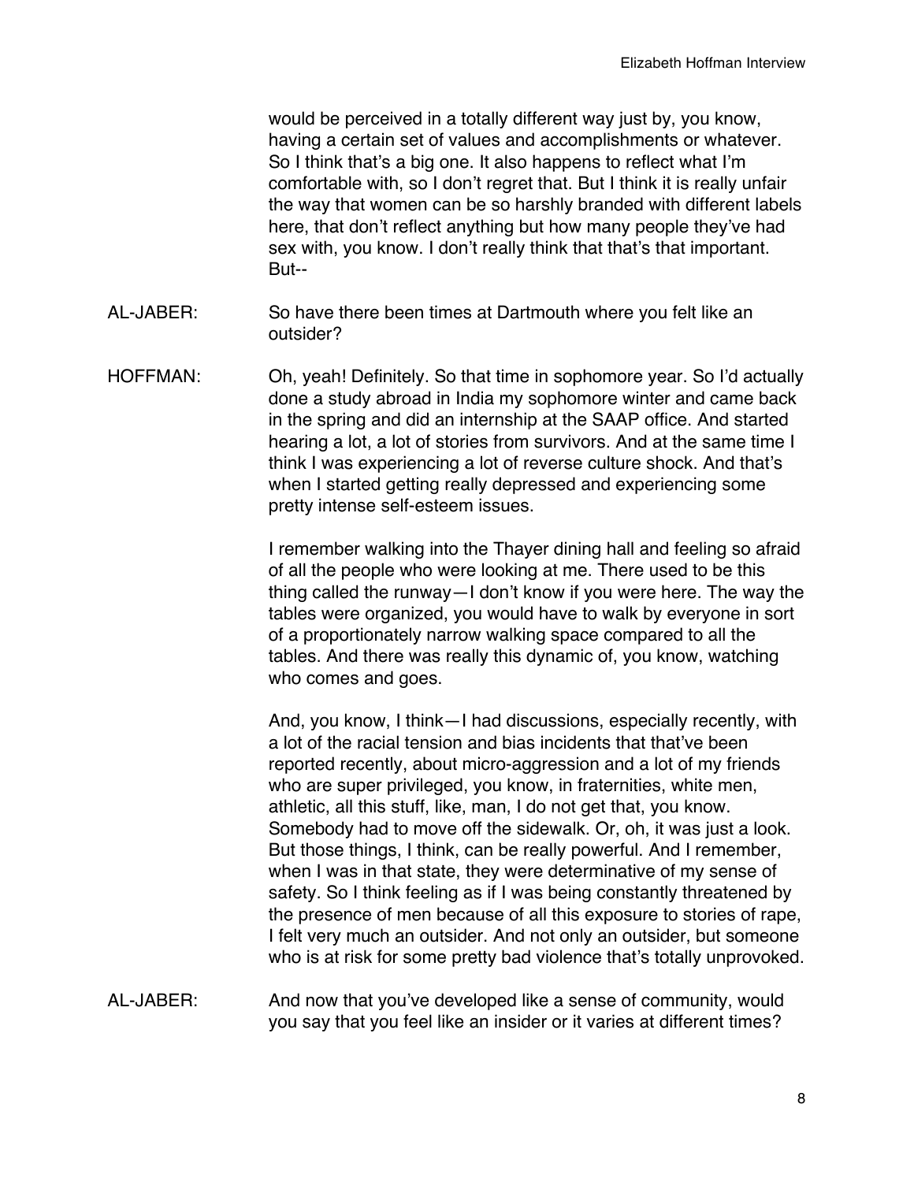would be perceived in a totally different way just by, you know, having a certain set of values and accomplishments or whatever. So I think that's a big one. It also happens to reflect what I'm comfortable with, so I don't regret that. But I think it is really unfair the way that women can be so harshly branded with different labels here, that don't reflect anything but how many people they've had sex with, you know. I don't really think that that's that important. But--

AL-JABER: So have there been times at Dartmouth where you felt like an outsider?

HOFFMAN: Oh, yeah! Definitely. So that time in sophomore year. So I'd actually done a study abroad in India my sophomore winter and came back in the spring and did an internship at the SAAP office. And started hearing a lot, a lot of stories from survivors. And at the same time I think I was experiencing a lot of reverse culture shock. And that's when I started getting really depressed and experiencing some pretty intense self-esteem issues.

I remember walking into the Thayer dining hall and feeling so afraid of all the people who were looking at me. There used to be this thing called the runway—I don't know if you were here. The way the tables were organized, you would have to walk by everyone in sort of a proportionately narrow walking space compared to all the tables. And there was really this dynamic of, you know, watching who comes and goes.

And, you know, I think—I had discussions, especially recently, with a lot of the racial tension and bias incidents that that've been reported recently, about micro-aggression and a lot of my friends who are super privileged, you know, in fraternities, white men, athletic, all this stuff, like, man, I do not get that, you know. Somebody had to move off the sidewalk. Or, oh, it was just a look. But those things, I think, can be really powerful. And I remember, when I was in that state, they were determinative of my sense of safety. So I think feeling as if I was being constantly threatened by the presence of men because of all this exposure to stories of rape, I felt very much an outsider. And not only an outsider, but someone who is at risk for some pretty bad violence that's totally unprovoked.

AL-JABER: And now that you've developed like a sense of community, would you say that you feel like an insider or it varies at different times?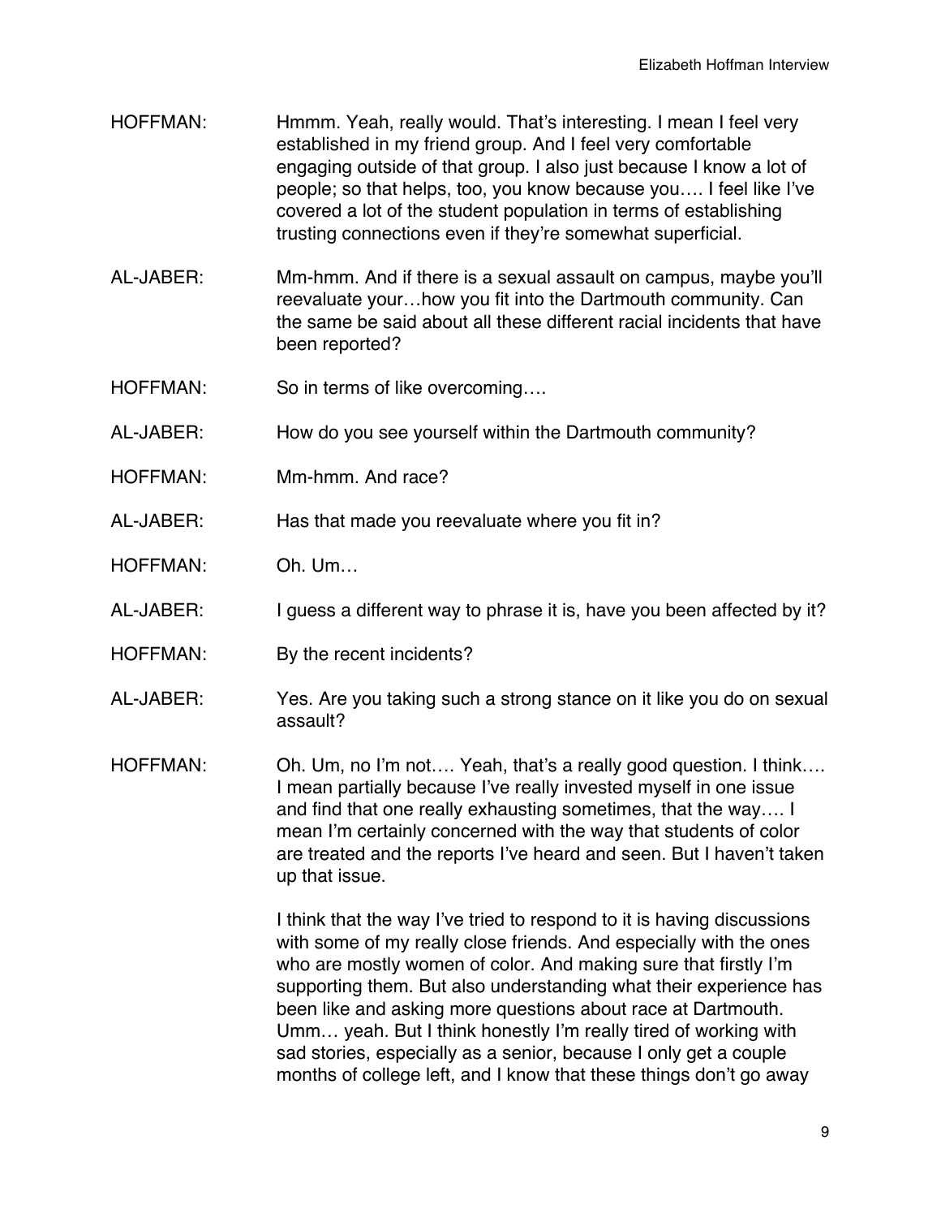HOFFMAN: Hmmm. Yeah, really would. That's interesting. I mean I feel very established in my friend group. And I feel very comfortable engaging outside of that group. I also just because I know a lot of people; so that helps, too, you know because you…. I feel like I've covered a lot of the student population in terms of establishing trusting connections even if they're somewhat superficial.

AL-JABER: Mm-hmm. And if there is a sexual assault on campus, maybe you'll reevaluate your…how you fit into the Dartmouth community. Can the same be said about all these different racial incidents that have been reported?

HOFFMAN: So in terms of like overcoming….

AL-JABER: How do you see yourself within the Dartmouth community?

HOFFMAN: Mm-hmm. And race?

AL-JABER: Has that made you reevaluate where you fit in?

HOFFMAN: Oh. Um…

AL-JABER: I guess a different way to phrase it is, have you been affected by it?

HOFFMAN: By the recent incidents?

AL-JABER: Yes. Are you taking such a strong stance on it like you do on sexual assault?

HOFFMAN: Oh. Um, no I'm not…. Yeah, that's a really good question. I think…. I mean partially because I've really invested myself in one issue and find that one really exhausting sometimes, that the way…. I mean I'm certainly concerned with the way that students of color are treated and the reports I've heard and seen. But I haven't taken up that issue.

I think that the way I've tried to respond to it is having discussions with some of my really close friends. And especially with the ones who are mostly women of color. And making sure that firstly I'm supporting them. But also understanding what their experience has been like and asking more questions about race at Dartmouth. Umm… yeah. But I think honestly I'm really tired of working with sad stories, especially as a senior, because I only get a couple months of college left, and I know that these things don't go away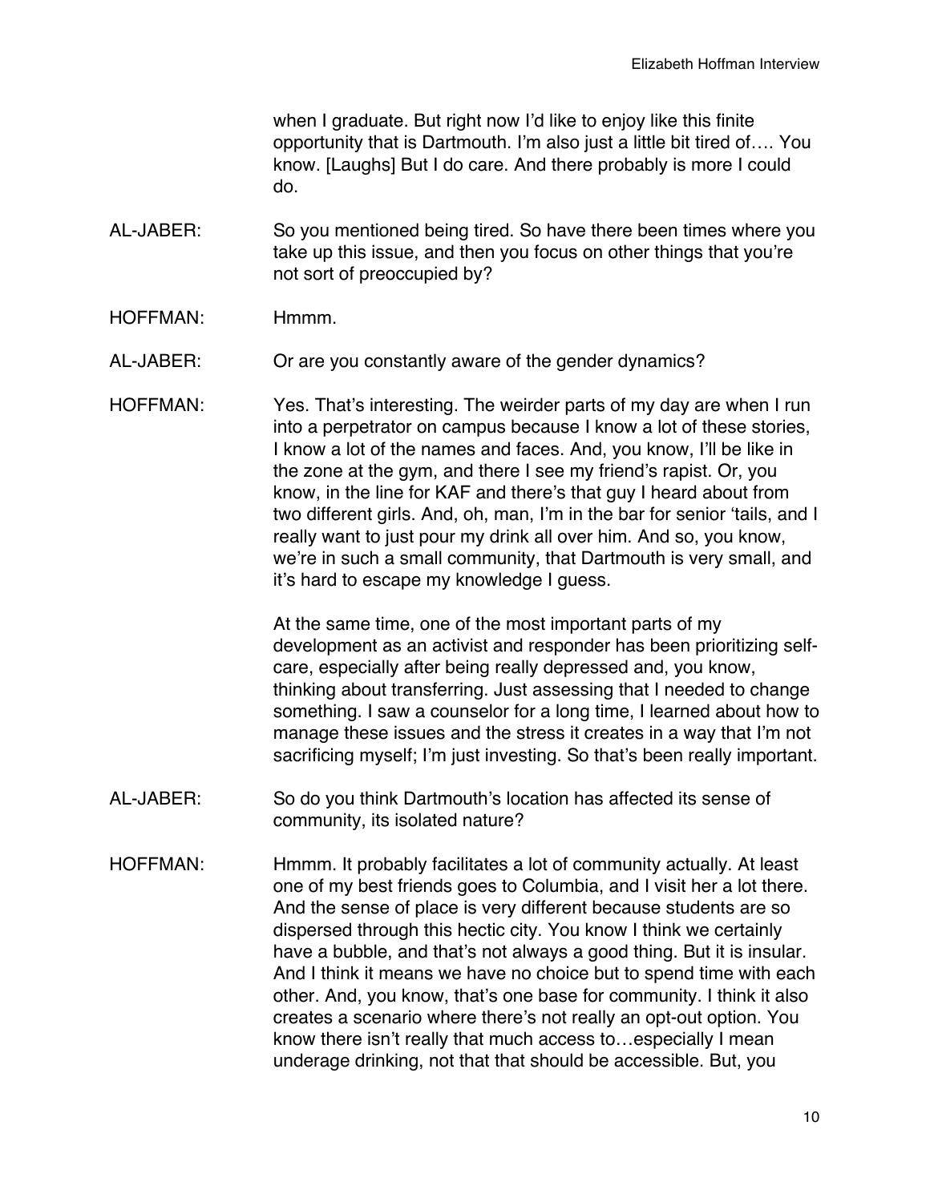when I graduate. But right now I'd like to enjoy like this finite opportunity that is Dartmouth. I'm also just a little bit tired of…. You know. [Laughs] But I do care. And there probably is more I could do.

AL-JABER: So you mentioned being tired. So have there been times where you take up this issue, and then you focus on other things that you're not sort of preoccupied by?

HOFFMAN: Hmmm.

AL-JABER: Or are you constantly aware of the gender dynamics?

HOFFMAN: Yes. That's interesting. The weirder parts of my day are when I run into a perpetrator on campus because I know a lot of these stories, I know a lot of the names and faces. And, you know, I'll be like in the zone at the gym, and there I see my friend's rapist. Or, you know, in the line for KAF and there's that guy I heard about from two different girls. And, oh, man, I'm in the bar for senior 'tails, and I really want to just pour my drink all over him. And so, you know, we're in such a small community, that Dartmouth is very small, and it's hard to escape my knowledge I guess.

At the same time, one of the most important parts of my development as an activist and responder has been prioritizing self-care, especially after being really depressed and, you know, thinking about transferring. Just assessing that I needed to change something. I saw a counselor for a long time, I learned about how to manage these issues and the stress it creates in a way that I'm not sacrificing myself; I'm just investing. So that's been really important.

AL-JABER: So do you think Dartmouth's location has affected its sense of community, its isolated nature?

HOFFMAN: Hmmm. It probably facilitates a lot of community actually. At least one of my best friends goes to Columbia, and I visit her a lot there. And the sense of place is very different because students are so dispersed through this hectic city. You know I think we certainly have a bubble, and that's not always a good thing. But it is insular. And I think it means we have no choice but to spend time with each other. And, you know, that's one base for community. I think it also creates a scenario where there's not really an opt-out option. You know there isn't really that much access to…especially I mean underage drinking, not that that should be accessible. But, you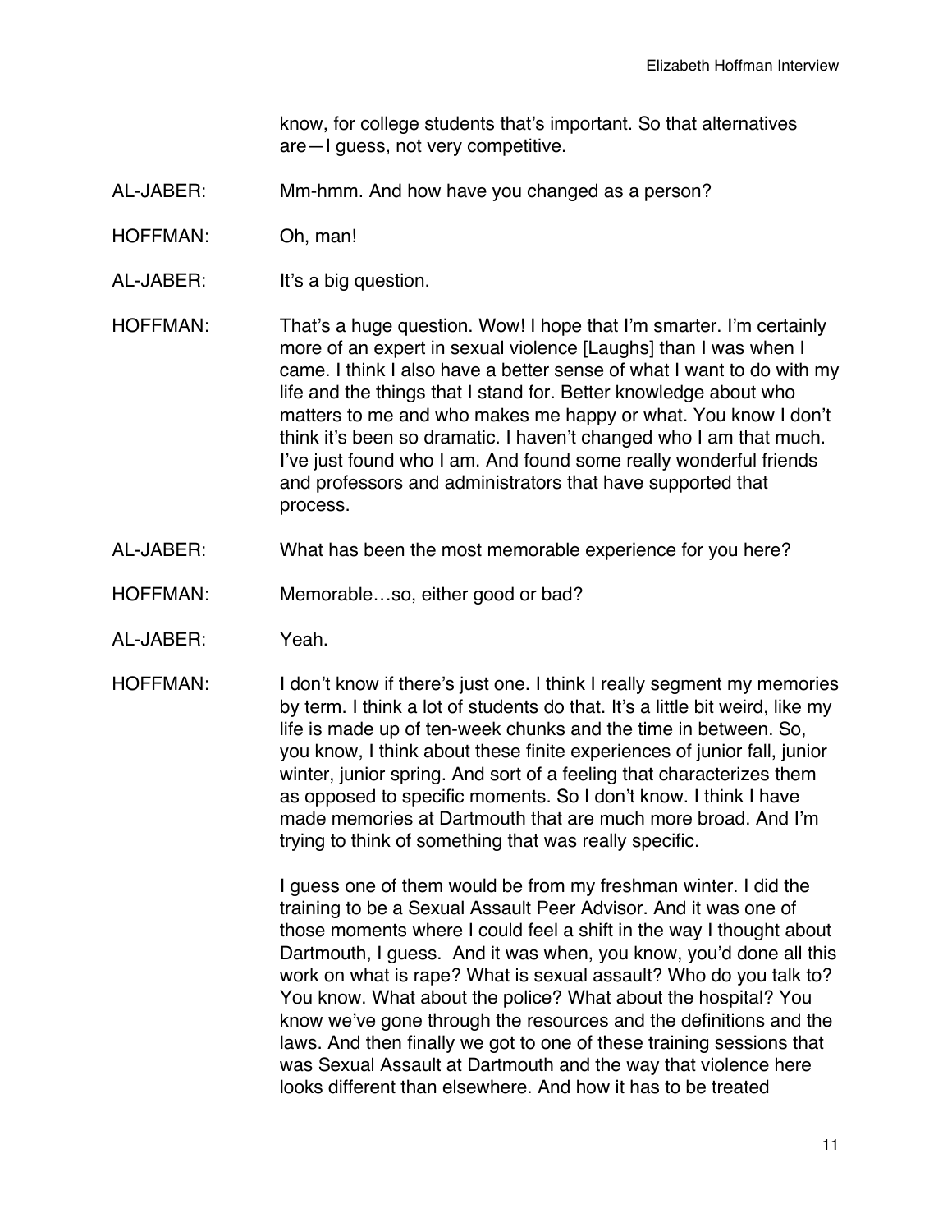know, for college students that's important. So that alternatives are—I guess, not very competitive.

AL-JABER: Mm-hmm. And how have you changed as a person?

HOFFMAN: Oh, man!

AL-JABER: It's a big question.

HOFFMAN: That's a huge question. Wow! I hope that I'm smarter. I'm certainly more of an expert in sexual violence [Laughs] than I was when I came. I think I also have a better sense of what I want to do with my life and the things that I stand for. Better knowledge about who matters to me and who makes me happy or what. You know I don't think it's been so dramatic. I haven't changed who I am that much. I've just found who I am. And found some really wonderful friends and professors and administrators that have supported that process.

AL-JABER: What has been the most memorable experience for you here?

HOFFMAN: Memorable…so, either good or bad?

AL-JABER: Yeah.

HOFFMAN: I don't know if there's just one. I think I really segment my memories by term. I think a lot of students do that. It's a little bit weird, like my life is made up of ten-week chunks and the time in between. So, you know, I think about these finite experiences of junior fall, junior winter, junior spring. And sort of a feeling that characterizes them as opposed to specific moments. So I don't know. I think I have made memories at Dartmouth that are much more broad. And I'm trying to think of something that was really specific.

I guess one of them would be from my freshman winter. I did the training to be a Sexual Assault Peer Advisor. And it was one of those moments where I could feel a shift in the way I thought about Dartmouth, I guess. And it was when, you know, you'd done all this work on what is rape? What is sexual assault? Who do you talk to? You know. What about the police? What about the hospital? You know we've gone through the resources and the definitions and the laws. And then finally we got to one of these training sessions that was Sexual Assault at Dartmouth and the way that violence here looks different than elsewhere. And how it has to be treated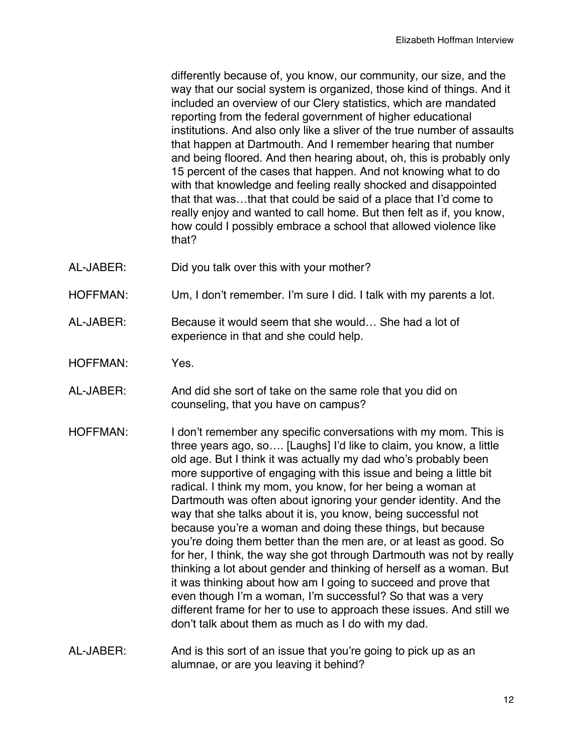differently because of, you know, our community, our size, and the way that our social system is organized, those kind of things. And it included an overview of our Clery statistics, which are mandated reporting from the federal government of higher educational institutions. And also only like a sliver of the true number of assaults that happen at Dartmouth. And I remember hearing that number and being floored. And then hearing about, oh, this is probably only 15 percent of the cases that happen. And not knowing what to do with that knowledge and feeling really shocked and disappointed that that was…that that could be said of a place that I'd come to really enjoy and wanted to call home. But then felt as if, you know, how could I possibly embrace a school that allowed violence like that?

AL-JABER: Did you talk over this with your mother?

HOFFMAN: Um, I don't remember. I'm sure I did. I talk with my parents a lot.

AL-JABER: Because it would seem that she would… She had a lot of experience in that and she could help.

HOFFMAN: Yes.

AL-JABER: And did she sort of take on the same role that you did on counseling, that you have on campus?

HOFFMAN: I don't remember any specific conversations with my mom. This is three years ago, so…. [Laughs] I'd like to claim, you know, a little old age. But I think it was actually my dad who's probably been more supportive of engaging with this issue and being a little bit radical. I think my mom, you know, for her being a woman at Dartmouth was often about ignoring your gender identity. And the way that she talks about it is, you know, being successful not because you're a woman and doing these things, but because you're doing them better than the men are, or at least as good. So for her, I think, the way she got through Dartmouth was not by really thinking a lot about gender and thinking of herself as a woman. But it was thinking about how am I going to succeed and prove that even though I'm a woman, I'm successful? So that was a very different frame for her to use to approach these issues. And still we don't talk about them as much as I do with my dad.

AL-JABER: And is this sort of an issue that you're going to pick up as an alumnae, or are you leaving it behind?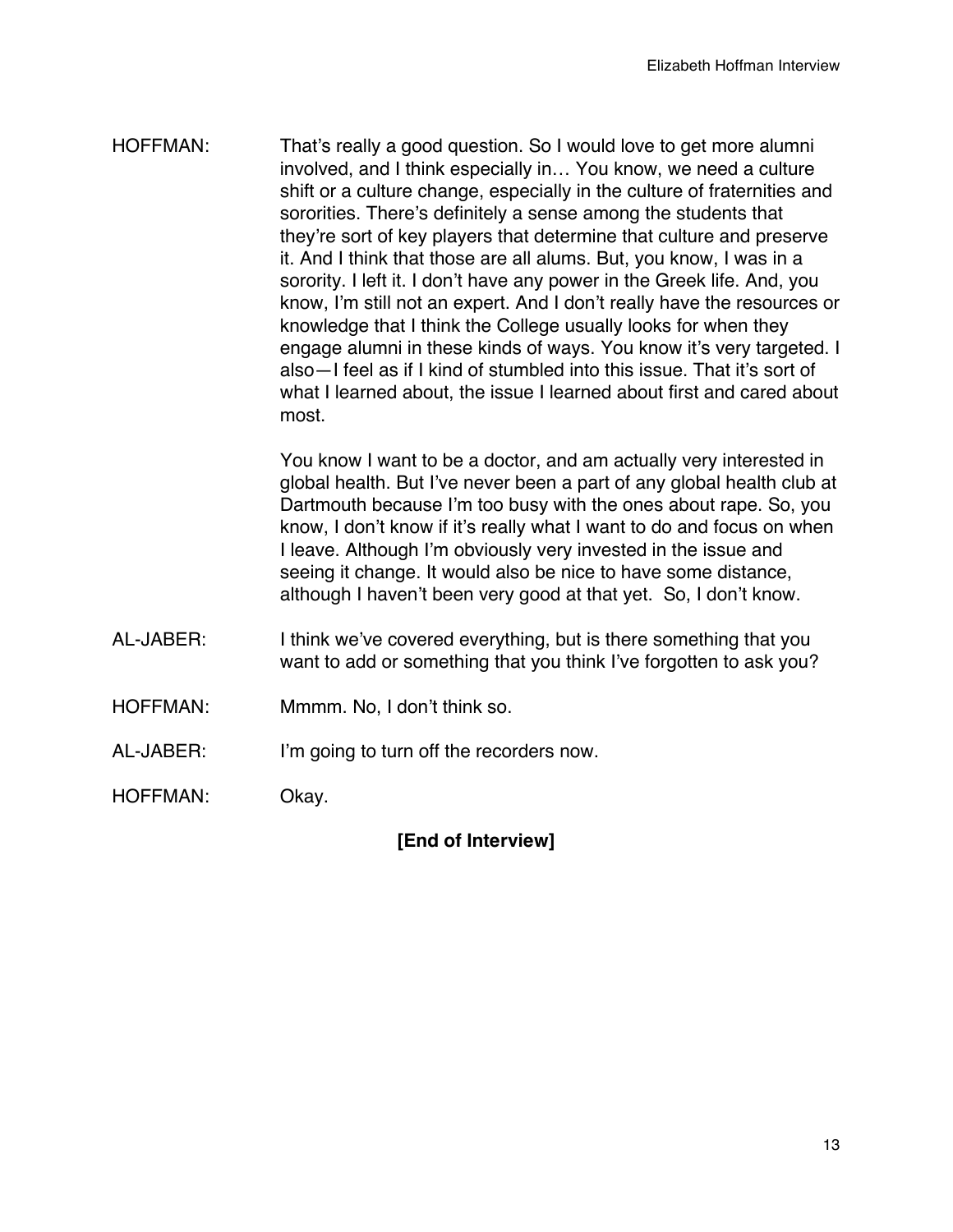HOFFMAN: That's really a good question. So I would love to get more alumni involved, and I think especially in… You know, we need a culture shift or a culture change, especially in the culture of fraternities and sororities. There's definitely a sense among the students that they're sort of key players that determine that culture and preserve it. And I think that those are all alums. But, you know, I was in a sorority. I left it. I don't have any power in the Greek life. And, you know, I'm still not an expert. And I don't really have the resources or knowledge that I think the College usually looks for when they engage alumni in these kinds of ways. You know it's very targeted. I also—I feel as if I kind of stumbled into this issue. That it's sort of what I learned about, the issue I learned about first and cared about most.

You know I want to be a doctor, and am actually very interested in global health. But I've never been a part of any global health club at Dartmouth because I'm too busy with the ones about rape. So, you know, I don't know if it's really what I want to do and focus on when I leave. Although I'm obviously very invested in the issue and seeing it change. It would also be nice to have some distance, although I haven't been very good at that yet. So, I don't know.

AL-JABER: I think we've covered everything, but is there something that you want to add or something that you think I've forgotten to ask you?

HOFFMAN: Mmmm. No, I don't think so.

AL-JABER: I'm going to turn off the recorders now.

HOFFMAN: Okay.

**[End of Interview]**